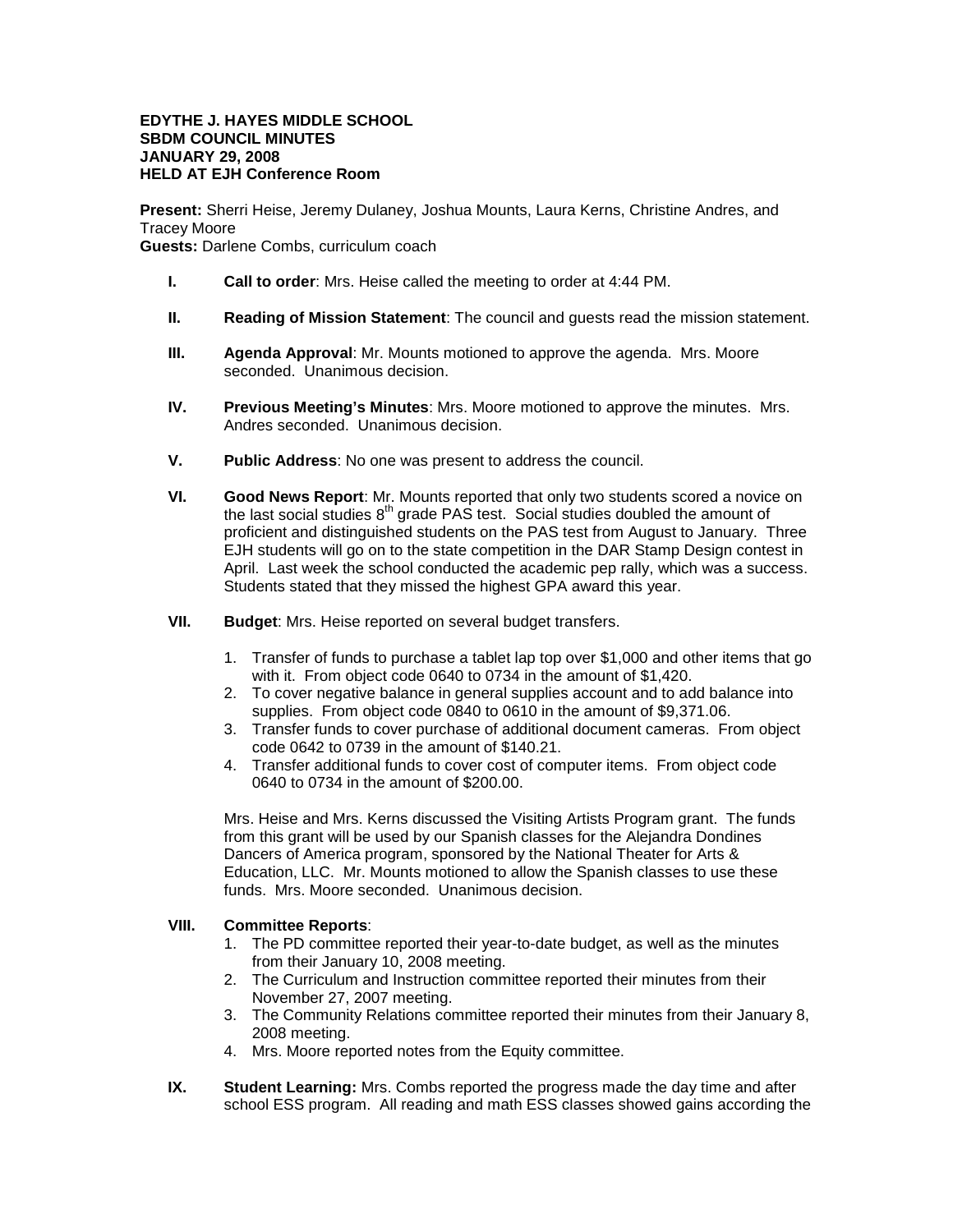**EDYTHE J. HAYES MIDDLE SCHOOL**
**SBDM COUNCIL MINUTES**
**JANUARY 29, 2008**
**HELD AT EJH Conference Room**

**Present:** Sherri Heise, Jeremy Dulaney, Joshua Mounts, Laura Kerns, Christine Andres, and Tracey Moore
**Guests:** Darlene Combs, curriculum coach

I. **Call to order**: Mrs. Heise called the meeting to order at 4:44 PM.

II. **Reading of Mission Statement**: The council and guests read the mission statement.

III. **Agenda Approval**: Mr. Mounts motioned to approve the agenda. Mrs. Moore seconded. Unanimous decision.

IV. **Previous Meeting's Minutes**: Mrs. Moore motioned to approve the minutes. Mrs. Andres seconded. Unanimous decision.

V. **Public Address**: No one was present to address the council.

VI. **Good News Report**: Mr. Mounts reported that only two students scored a novice on the last social studies 8th grade PAS test. Social studies doubled the amount of proficient and distinguished students on the PAS test from August to January. Three EJH students will go on to the state competition in the DAR Stamp Design contest in April. Last week the school conducted the academic pep rally, which was a success. Students stated that they missed the highest GPA award this year.

VII. **Budget**: Mrs. Heise reported on several budget transfers.

1. Transfer of funds to purchase a tablet lap top over $1,000 and other items that go with it. From object code 0640 to 0734 in the amount of $1,420.
2. To cover negative balance in general supplies account and to add balance into supplies. From object code 0840 to 0610 in the amount of $9,371.06.
3. Transfer funds to cover purchase of additional document cameras. From object code 0642 to 0739 in the amount of $140.21.
4. Transfer additional funds to cover cost of computer items. From object code 0640 to 0734 in the amount of $200.00.

Mrs. Heise and Mrs. Kerns discussed the Visiting Artists Program grant. The funds from this grant will be used by our Spanish classes for the Alejandra Dondines Dancers of America program, sponsored by the National Theater for Arts & Education, LLC. Mr. Mounts motioned to allow the Spanish classes to use these funds. Mrs. Moore seconded. Unanimous decision.

VIII. **Committee Reports**:

1. The PD committee reported their year-to-date budget, as well as the minutes from their January 10, 2008 meeting.
2. The Curriculum and Instruction committee reported their minutes from their November 27, 2007 meeting.
3. The Community Relations committee reported their minutes from their January 8, 2008 meeting.
4. Mrs. Moore reported notes from the Equity committee.

IX. **Student Learning:** Mrs. Combs reported the progress made the day time and after school ESS program. All reading and math ESS classes showed gains according the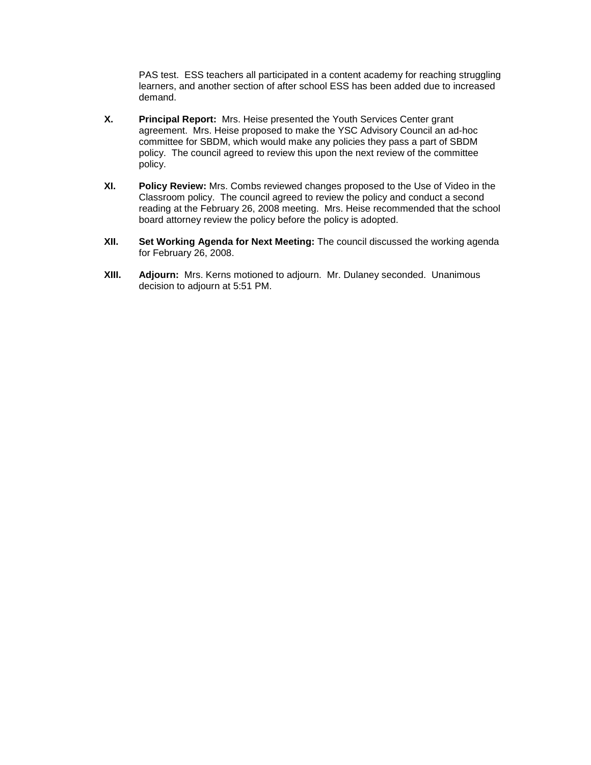PAS test. ESS teachers all participated in a content academy for reaching struggling learners, and another section of after school ESS has been added due to increased demand.

**X.** **Principal Report:** Mrs. Heise presented the Youth Services Center grant agreement. Mrs. Heise proposed to make the YSC Advisory Council an ad-hoc committee for SBDM, which would make any policies they pass a part of SBDM policy. The council agreed to review this upon the next review of the committee policy.

**XI.** **Policy Review:** Mrs. Combs reviewed changes proposed to the Use of Video in the Classroom policy. The council agreed to review the policy and conduct a second reading at the February 26, 2008 meeting. Mrs. Heise recommended that the school board attorney review the policy before the policy is adopted.

**XII.** **Set Working Agenda for Next Meeting:** The council discussed the working agenda for February 26, 2008.

**XIII.** **Adjourn:** Mrs. Kerns motioned to adjourn. Mr. Dulaney seconded. Unanimous decision to adjourn at 5:51 PM.